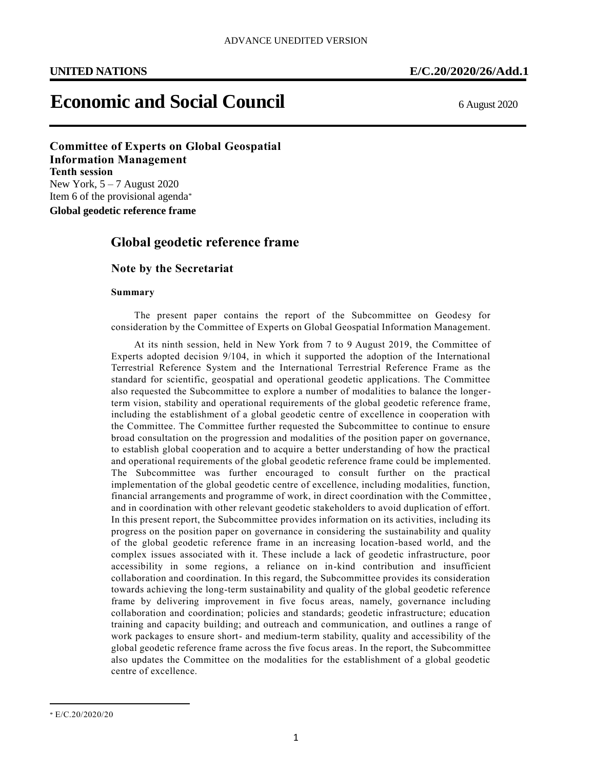ADVANCE UNEDITED VERSION

**UNITED NATIONS** **E/C.20/2020/26/Add.1**

# Economic and Social Council

6 August 2020

**Committee of Experts on Global Geospatial Information Management**
**Tenth session**
New York, 5 – 7 August 2020
Item 6 of the provisional agenda*
**Global geodetic reference frame**

## Global geodetic reference frame

### Note by the Secretariat

**Summary**

The present paper contains the report of the Subcommittee on Geodesy for consideration by the Committee of Experts on Global Geospatial Information Management.

At its ninth session, held in New York from 7 to 9 August 2019, the Committee of Experts adopted decision 9/104, in which it supported the adoption of the International Terrestrial Reference System and the International Terrestrial Reference Frame as the standard for scientific, geospatial and operational geodetic applications. The Committee also requested the Subcommittee to explore a number of modalities to balance the longer-term vision, stability and operational requirements of the global geodetic reference frame, including the establishment of a global geodetic centre of excellence in cooperation with the Committee. The Committee further requested the Subcommittee to continue to ensure broad consultation on the progression and modalities of the position paper on governance, to establish global cooperation and to acquire a better understanding of how the practical and operational requirements of the global geodetic reference frame could be implemented. The Subcommittee was further encouraged to consult further on the practical implementation of the global geodetic centre of excellence, including modalities, function, financial arrangements and programme of work, in direct coordination with the Committee, and in coordination with other relevant geodetic stakeholders to avoid duplication of effort. In this present report, the Subcommittee provides information on its activities, including its progress on the position paper on governance in considering the sustainability and quality of the global geodetic reference frame in an increasing location-based world, and the complex issues associated with it. These include a lack of geodetic infrastructure, poor accessibility in some regions, a reliance on in-kind contribution and insufficient collaboration and coordination. In this regard, the Subcommittee provides its consideration towards achieving the long-term sustainability and quality of the global geodetic reference frame by delivering improvement in five focus areas, namely, governance including collaboration and coordination; policies and standards; geodetic infrastructure; education training and capacity building; and outreach and communication, and outlines a range of work packages to ensure short- and medium-term stability, quality and accessibility of the global geodetic reference frame across the five focus areas. In the report, the Subcommittee also updates the Committee on the modalities for the establishment of a global geodetic centre of excellence.

---

* E/C.20/2020/20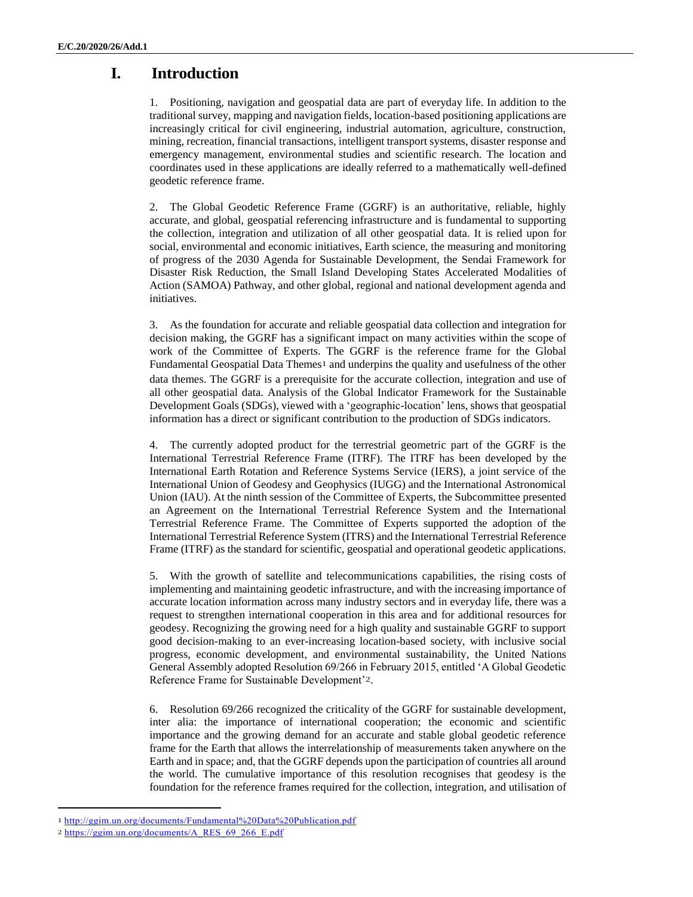# I. Introduction

1. Positioning, navigation and geospatial data are part of everyday life. In addition to the traditional survey, mapping and navigation fields, location-based positioning applications are increasingly critical for civil engineering, industrial automation, agriculture, construction, mining, recreation, financial transactions, intelligent transport systems, disaster response and emergency management, environmental studies and scientific research. The location and coordinates used in these applications are ideally referred to a mathematically well-defined geodetic reference frame.

2. The Global Geodetic Reference Frame (GGRF) is an authoritative, reliable, highly accurate, and global, geospatial referencing infrastructure and is fundamental to supporting the collection, integration and utilization of all other geospatial data. It is relied upon for social, environmental and economic initiatives, Earth science, the measuring and monitoring of progress of the 2030 Agenda for Sustainable Development, the Sendai Framework for Disaster Risk Reduction, the Small Island Developing States Accelerated Modalities of Action (SAMOA) Pathway, and other global, regional and national development agenda and initiatives.

3. As the foundation for accurate and reliable geospatial data collection and integration for decision making, the GGRF has a significant impact on many activities within the scope of work of the Committee of Experts. The GGRF is the reference frame for the Global Fundamental Geospatial Data Themes[1] and underpins the quality and usefulness of the other data themes. The GGRF is a prerequisite for the accurate collection, integration and use of all other geospatial data. Analysis of the Global Indicator Framework for the Sustainable Development Goals (SDGs), viewed with a 'geographic-location' lens, shows that geospatial information has a direct or significant contribution to the production of SDGs indicators.

4. The currently adopted product for the terrestrial geometric part of the GGRF is the International Terrestrial Reference Frame (ITRF). The ITRF has been developed by the International Earth Rotation and Reference Systems Service (IERS), a joint service of the International Union of Geodesy and Geophysics (IUGG) and the International Astronomical Union (IAU). At the ninth session of the Committee of Experts, the Subcommittee presented an Agreement on the International Terrestrial Reference System and the International Terrestrial Reference Frame. The Committee of Experts supported the adoption of the International Terrestrial Reference System (ITRS) and the International Terrestrial Reference Frame (ITRF) as the standard for scientific, geospatial and operational geodetic applications.

5. With the growth of satellite and telecommunications capabilities, the rising costs of implementing and maintaining geodetic infrastructure, and with the increasing importance of accurate location information across many industry sectors and in everyday life, there was a request to strengthen international cooperation in this area and for additional resources for geodesy. Recognizing the growing need for a high quality and sustainable GGRF to support good decision-making to an ever-increasing location-based society, with inclusive social progress, economic development, and environmental sustainability, the United Nations General Assembly adopted Resolution 69/266 in February 2015, entitled 'A Global Geodetic Reference Frame for Sustainable Development'[2].

6. Resolution 69/266 recognized the criticality of the GGRF for sustainable development, inter alia: the importance of international cooperation; the economic and scientific importance and the growing demand for an accurate and stable global geodetic reference frame for the Earth that allows the interrelationship of measurements taken anywhere on the Earth and in space; and, that the GGRF depends upon the participation of countries all around the world. The cumulative importance of this resolution recognises that geodesy is the foundation for the reference frames required for the collection, integration, and utilisation of

[1] http://ggim.un.org/documents/Fundamental%20Data%20Publication.pdf

[2] https://ggim.un.org/documents/A_RES_69_266_E.pdf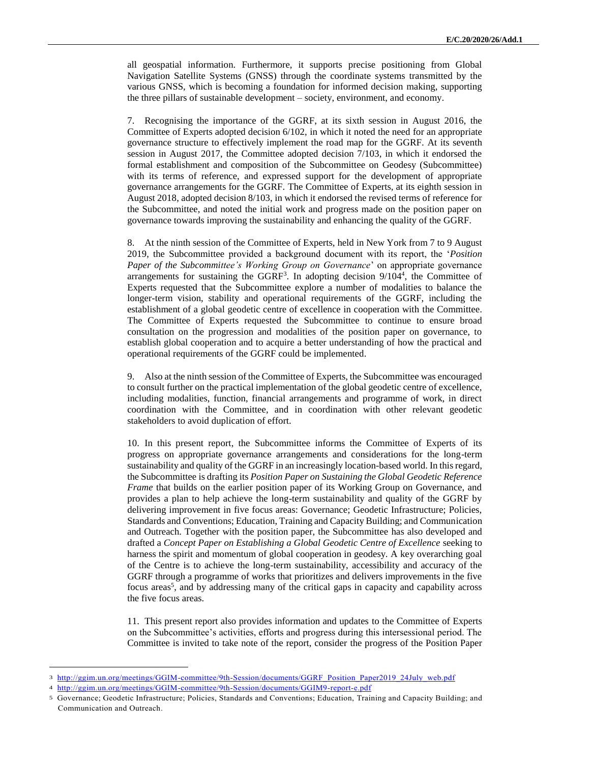all geospatial information. Furthermore, it supports precise positioning from Global Navigation Satellite Systems (GNSS) through the coordinate systems transmitted by the various GNSS, which is becoming a foundation for informed decision making, supporting the three pillars of sustainable development – society, environment, and economy.

7. Recognising the importance of the GGRF, at its sixth session in August 2016, the Committee of Experts adopted decision 6/102, in which it noted the need for an appropriate governance structure to effectively implement the road map for the GGRF. At its seventh session in August 2017, the Committee adopted decision 7/103, in which it endorsed the formal establishment and composition of the Subcommittee on Geodesy (Subcommittee) with its terms of reference, and expressed support for the development of appropriate governance arrangements for the GGRF. The Committee of Experts, at its eighth session in August 2018, adopted decision 8/103, in which it endorsed the revised terms of reference for the Subcommittee, and noted the initial work and progress made on the position paper on governance towards improving the sustainability and enhancing the quality of the GGRF.

8. At the ninth session of the Committee of Experts, held in New York from 7 to 9 August 2019, the Subcommittee provided a background document with its report, the '*Position Paper of the Subcommittee's Working Group on Governance*' on appropriate governance arrangements for sustaining the GGRF[3]. In adopting decision 9/104[4], the Committee of Experts requested that the Subcommittee explore a number of modalities to balance the longer-term vision, stability and operational requirements of the GGRF, including the establishment of a global geodetic centre of excellence in cooperation with the Committee. The Committee of Experts requested the Subcommittee to continue to ensure broad consultation on the progression and modalities of the position paper on governance, to establish global cooperation and to acquire a better understanding of how the practical and operational requirements of the GGRF could be implemented.

9. Also at the ninth session of the Committee of Experts, the Subcommittee was encouraged to consult further on the practical implementation of the global geodetic centre of excellence, including modalities, function, financial arrangements and programme of work, in direct coordination with the Committee, and in coordination with other relevant geodetic stakeholders to avoid duplication of effort.

10. In this present report, the Subcommittee informs the Committee of Experts of its progress on appropriate governance arrangements and considerations for the long-term sustainability and quality of the GGRF in an increasingly location-based world. In this regard, the Subcommittee is drafting its *Position Paper on Sustaining the Global Geodetic Reference Frame* that builds on the earlier position paper of its Working Group on Governance, and provides a plan to help achieve the long-term sustainability and quality of the GGRF by delivering improvement in five focus areas: Governance; Geodetic Infrastructure; Policies, Standards and Conventions; Education, Training and Capacity Building; and Communication and Outreach. Together with the position paper, the Subcommittee has also developed and drafted a *Concept Paper on Establishing a Global Geodetic Centre of Excellence* seeking to harness the spirit and momentum of global cooperation in geodesy. A key overarching goal of the Centre is to achieve the long-term sustainability, accessibility and accuracy of the GGRF through a programme of works that prioritizes and delivers improvements in the five focus areas[5], and by addressing many of the critical gaps in capacity and capability across the five focus areas.

11. This present report also provides information and updates to the Committee of Experts on the Subcommittee's activities, efforts and progress during this intersessional period. The Committee is invited to take note of the report, consider the progress of the Position Paper

---

[3] http://ggim.un.org/meetings/GGIM-committee/9th-Session/documents/GGRF_Position_Paper2019_24July_web.pdf

[4] http://ggim.un.org/meetings/GGIM-committee/9th-Session/documents/GGIM9-report-e.pdf

[5] Governance; Geodetic Infrastructure; Policies, Standards and Conventions; Education, Training and Capacity Building; and Communication and Outreach.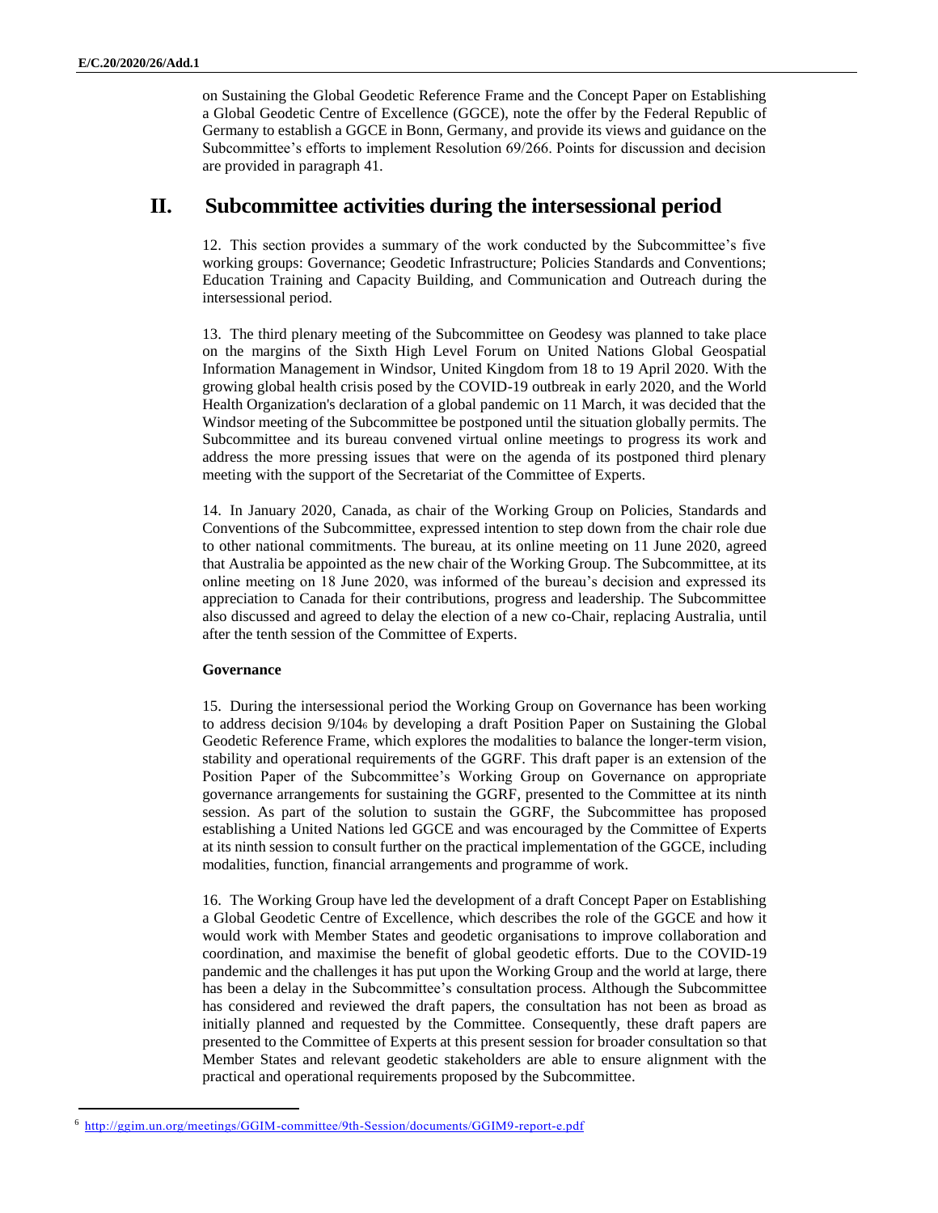on Sustaining the Global Geodetic Reference Frame and the Concept Paper on Establishing a Global Geodetic Centre of Excellence (GGCE), note the offer by the Federal Republic of Germany to establish a GGCE in Bonn, Germany, and provide its views and guidance on the Subcommittee's efforts to implement Resolution 69/266. Points for discussion and decision are provided in paragraph 41.

## II. Subcommittee activities during the intersessional period

12. This section provides a summary of the work conducted by the Subcommittee's five working groups: Governance; Geodetic Infrastructure; Policies Standards and Conventions; Education Training and Capacity Building, and Communication and Outreach during the intersessional period.

13. The third plenary meeting of the Subcommittee on Geodesy was planned to take place on the margins of the Sixth High Level Forum on United Nations Global Geospatial Information Management in Windsor, United Kingdom from 18 to 19 April 2020. With the growing global health crisis posed by the COVID-19 outbreak in early 2020, and the World Health Organization's declaration of a global pandemic on 11 March, it was decided that the Windsor meeting of the Subcommittee be postponed until the situation globally permits. The Subcommittee and its bureau convened virtual online meetings to progress its work and address the more pressing issues that were on the agenda of its postponed third plenary meeting with the support of the Secretariat of the Committee of Experts.

14. In January 2020, Canada, as chair of the Working Group on Policies, Standards and Conventions of the Subcommittee, expressed intention to step down from the chair role due to other national commitments. The bureau, at its online meeting on 11 June 2020, agreed that Australia be appointed as the new chair of the Working Group. The Subcommittee, at its online meeting on 18 June 2020, was informed of the bureau's decision and expressed its appreciation to Canada for their contributions, progress and leadership. The Subcommittee also discussed and agreed to delay the election of a new co-Chair, replacing Australia, until after the tenth session of the Committee of Experts.

**Governance**

15. During the intersessional period the Working Group on Governance has been working to address decision 9/104[6] by developing a draft Position Paper on Sustaining the Global Geodetic Reference Frame, which explores the modalities to balance the longer-term vision, stability and operational requirements of the GGRF. This draft paper is an extension of the Position Paper of the Subcommittee's Working Group on Governance on appropriate governance arrangements for sustaining the GGRF, presented to the Committee at its ninth session. As part of the solution to sustain the GGRF, the Subcommittee has proposed establishing a United Nations led GGCE and was encouraged by the Committee of Experts at its ninth session to consult further on the practical implementation of the GGCE, including modalities, function, financial arrangements and programme of work.

16. The Working Group have led the development of a draft Concept Paper on Establishing a Global Geodetic Centre of Excellence, which describes the role of the GGCE and how it would work with Member States and geodetic organisations to improve collaboration and coordination, and maximise the benefit of global geodetic efforts. Due to the COVID-19 pandemic and the challenges it has put upon the Working Group and the world at large, there has been a delay in the Subcommittee's consultation process. Although the Subcommittee has considered and reviewed the draft papers, the consultation has not been as broad as initially planned and requested by the Committee. Consequently, these draft papers are presented to the Committee of Experts at this present session for broader consultation so that Member States and relevant geodetic stakeholders are able to ensure alignment with the practical and operational requirements proposed by the Subcommittee.

[6] http://ggim.un.org/meetings/GGIM-committee/9th-Session/documents/GGIM9-report-e.pdf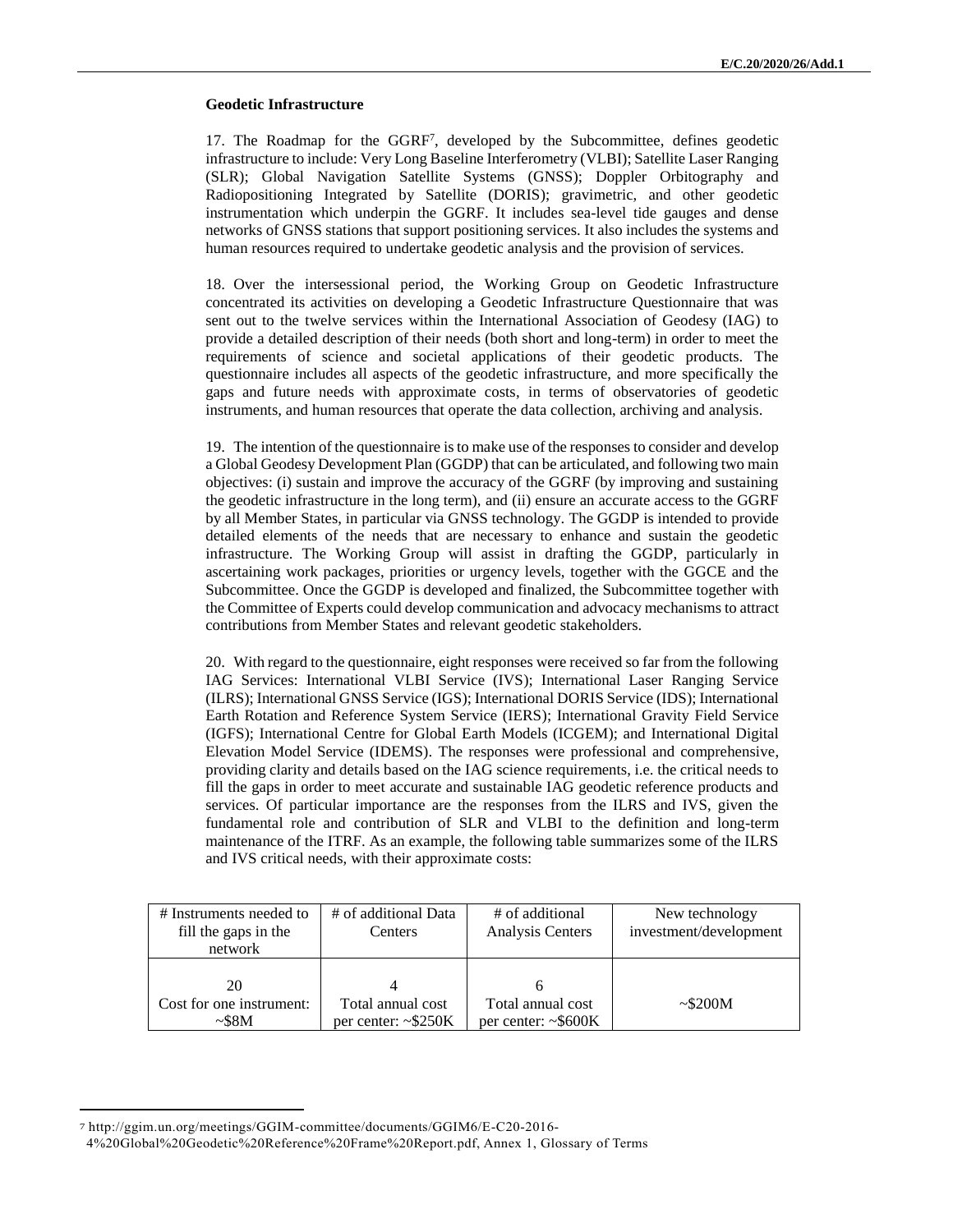**Geodetic Infrastructure**

17. The Roadmap for the GGRF[7], developed by the Subcommittee, defines geodetic infrastructure to include: Very Long Baseline Interferometry (VLBI); Satellite Laser Ranging (SLR); Global Navigation Satellite Systems (GNSS); Doppler Orbitography and Radiopositioning Integrated by Satellite (DORIS); gravimetric, and other geodetic instrumentation which underpin the GGRF. It includes sea-level tide gauges and dense networks of GNSS stations that support positioning services. It also includes the systems and human resources required to undertake geodetic analysis and the provision of services.

18. Over the intersessional period, the Working Group on Geodetic Infrastructure concentrated its activities on developing a Geodetic Infrastructure Questionnaire that was sent out to the twelve services within the International Association of Geodesy (IAG) to provide a detailed description of their needs (both short and long-term) in order to meet the requirements of science and societal applications of their geodetic products. The questionnaire includes all aspects of the geodetic infrastructure, and more specifically the gaps and future needs with approximate costs, in terms of observatories of geodetic instruments, and human resources that operate the data collection, archiving and analysis.

19. The intention of the questionnaire is to make use of the responses to consider and develop a Global Geodesy Development Plan (GGDP) that can be articulated, and following two main objectives: (i) sustain and improve the accuracy of the GGRF (by improving and sustaining the geodetic infrastructure in the long term), and (ii) ensure an accurate access to the GGRF by all Member States, in particular via GNSS technology. The GGDP is intended to provide detailed elements of the needs that are necessary to enhance and sustain the geodetic infrastructure. The Working Group will assist in drafting the GGDP, particularly in ascertaining work packages, priorities or urgency levels, together with the GGCE and the Subcommittee. Once the GGDP is developed and finalized, the Subcommittee together with the Committee of Experts could develop communication and advocacy mechanisms to attract contributions from Member States and relevant geodetic stakeholders.

20. With regard to the questionnaire, eight responses were received so far from the following IAG Services: International VLBI Service (IVS); International Laser Ranging Service (ILRS); International GNSS Service (IGS); International DORIS Service (IDS); International Earth Rotation and Reference System Service (IERS); International Gravity Field Service (IGFS); International Centre for Global Earth Models (ICGEM); and International Digital Elevation Model Service (IDEMS). The responses were professional and comprehensive, providing clarity and details based on the IAG science requirements, i.e. the critical needs to fill the gaps in order to meet accurate and sustainable IAG geodetic reference products and services. Of particular importance are the responses from the ILRS and IVS, given the fundamental role and contribution of SLR and VLBI to the definition and long-term maintenance of the ITRF. As an example, the following table summarizes some of the ILRS and IVS critical needs, with their approximate costs:

| # Instruments needed to fill the gaps in the network | # of additional Data Centers | # of additional Analysis Centers | New technology investment/development |
|---|---|---|---|
| 20<br>Cost for one instrument: ~$8M | 4<br>Total annual cost per center: ~$250K | 6<br>Total annual cost per center: ~$600K | ~$200M |

[7] http://ggim.un.org/meetings/GGIM-committee/documents/GGIM6/E-C20-2016-4%20Global%20Geodetic%20Reference%20Frame%20Report.pdf, Annex 1, Glossary of Terms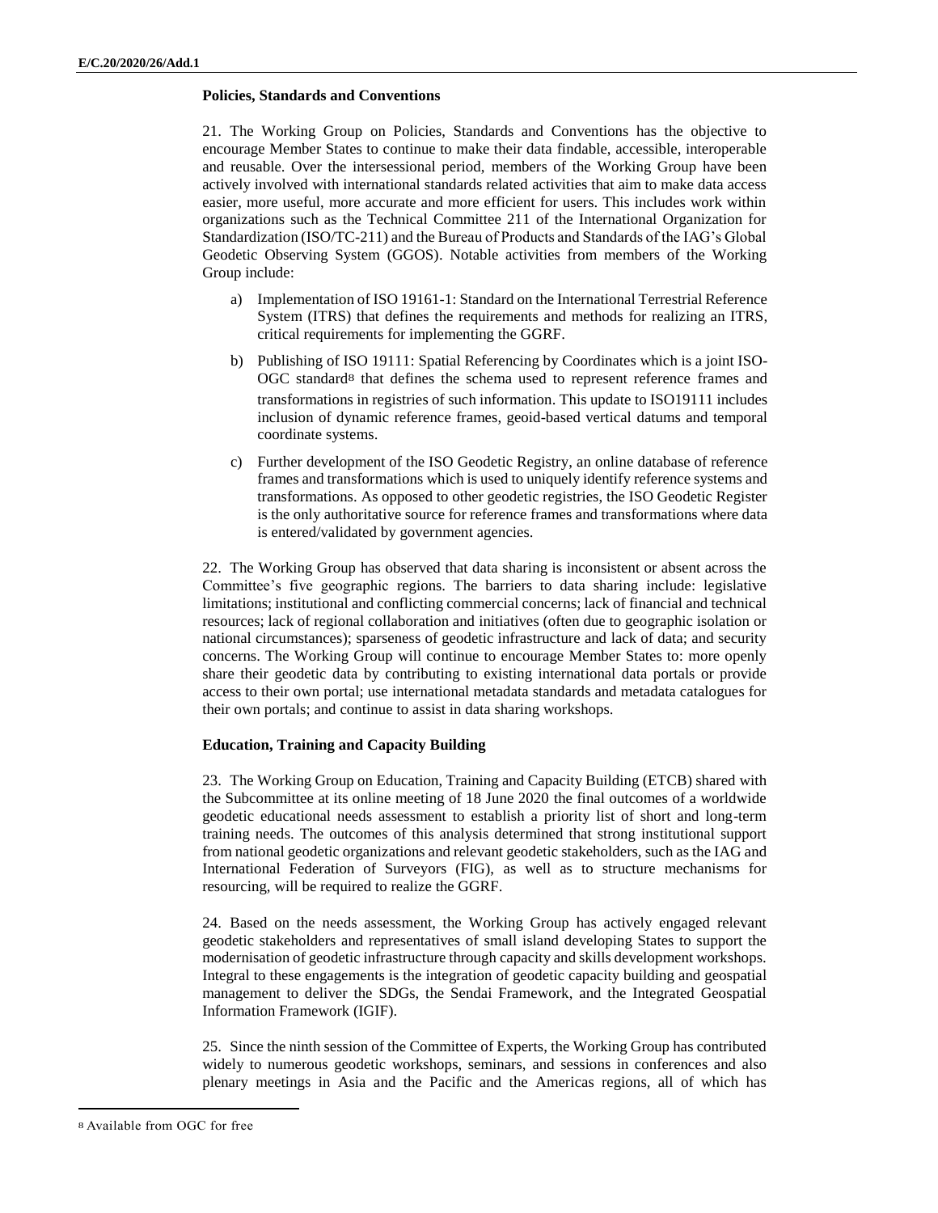**Policies, Standards and Conventions**

21. The Working Group on Policies, Standards and Conventions has the objective to encourage Member States to continue to make their data findable, accessible, interoperable and reusable. Over the intersessional period, members of the Working Group have been actively involved with international standards related activities that aim to make data access easier, more useful, more accurate and more efficient for users. This includes work within organizations such as the Technical Committee 211 of the International Organization for Standardization (ISO/TC-211) and the Bureau of Products and Standards of the IAG's Global Geodetic Observing System (GGOS). Notable activities from members of the Working Group include:

a) Implementation of ISO 19161-1: Standard on the International Terrestrial Reference System (ITRS) that defines the requirements and methods for realizing an ITRS, critical requirements for implementing the GGRF.

b) Publishing of ISO 19111: Spatial Referencing by Coordinates which is a joint ISO-OGC standard[8] that defines the schema used to represent reference frames and transformations in registries of such information. This update to ISO19111 includes inclusion of dynamic reference frames, geoid-based vertical datums and temporal coordinate systems.

c) Further development of the ISO Geodetic Registry, an online database of reference frames and transformations which is used to uniquely identify reference systems and transformations. As opposed to other geodetic registries, the ISO Geodetic Register is the only authoritative source for reference frames and transformations where data is entered/validated by government agencies.

22. The Working Group has observed that data sharing is inconsistent or absent across the Committee's five geographic regions. The barriers to data sharing include: legislative limitations; institutional and conflicting commercial concerns; lack of financial and technical resources; lack of regional collaboration and initiatives (often due to geographic isolation or national circumstances); sparseness of geodetic infrastructure and lack of data; and security concerns. The Working Group will continue to encourage Member States to: more openly share their geodetic data by contributing to existing international data portals or provide access to their own portal; use international metadata standards and metadata catalogues for their own portals; and continue to assist in data sharing workshops.

**Education, Training and Capacity Building**

23. The Working Group on Education, Training and Capacity Building (ETCB) shared with the Subcommittee at its online meeting of 18 June 2020 the final outcomes of a worldwide geodetic educational needs assessment to establish a priority list of short and long-term training needs. The outcomes of this analysis determined that strong institutional support from national geodetic organizations and relevant geodetic stakeholders, such as the IAG and International Federation of Surveyors (FIG), as well as to structure mechanisms for resourcing, will be required to realize the GGRF.

24. Based on the needs assessment, the Working Group has actively engaged relevant geodetic stakeholders and representatives of small island developing States to support the modernisation of geodetic infrastructure through capacity and skills development workshops. Integral to these engagements is the integration of geodetic capacity building and geospatial management to deliver the SDGs, the Sendai Framework, and the Integrated Geospatial Information Framework (IGIF).

25. Since the ninth session of the Committee of Experts, the Working Group has contributed widely to numerous geodetic workshops, seminars, and sessions in conferences and also plenary meetings in Asia and the Pacific and the Americas regions, all of which has

[8] Available from OGC for free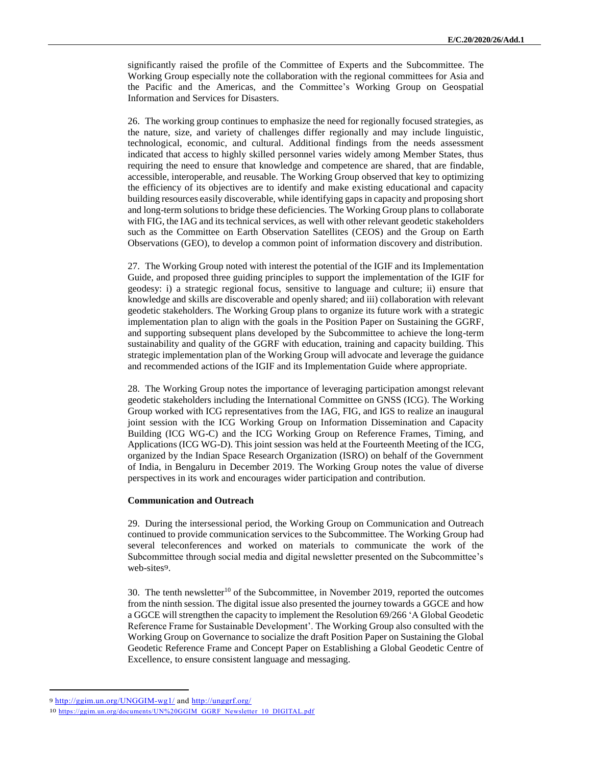significantly raised the profile of the Committee of Experts and the Subcommittee. The Working Group especially note the collaboration with the regional committees for Asia and the Pacific and the Americas, and the Committee's Working Group on Geospatial Information and Services for Disasters.

26. The working group continues to emphasize the need for regionally focused strategies, as the nature, size, and variety of challenges differ regionally and may include linguistic, technological, economic, and cultural. Additional findings from the needs assessment indicated that access to highly skilled personnel varies widely among Member States, thus requiring the need to ensure that knowledge and competence are shared, that are findable, accessible, interoperable, and reusable. The Working Group observed that key to optimizing the efficiency of its objectives are to identify and make existing educational and capacity building resources easily discoverable, while identifying gaps in capacity and proposing short and long-term solutions to bridge these deficiencies. The Working Group plans to collaborate with FIG, the IAG and its technical services, as well with other relevant geodetic stakeholders such as the Committee on Earth Observation Satellites (CEOS) and the Group on Earth Observations (GEO), to develop a common point of information discovery and distribution.

27. The Working Group noted with interest the potential of the IGIF and its Implementation Guide, and proposed three guiding principles to support the implementation of the IGIF for geodesy: i) a strategic regional focus, sensitive to language and culture; ii) ensure that knowledge and skills are discoverable and openly shared; and iii) collaboration with relevant geodetic stakeholders. The Working Group plans to organize its future work with a strategic implementation plan to align with the goals in the Position Paper on Sustaining the GGRF, and supporting subsequent plans developed by the Subcommittee to achieve the long-term sustainability and quality of the GGRF with education, training and capacity building. This strategic implementation plan of the Working Group will advocate and leverage the guidance and recommended actions of the IGIF and its Implementation Guide where appropriate.

28. The Working Group notes the importance of leveraging participation amongst relevant geodetic stakeholders including the International Committee on GNSS (ICG). The Working Group worked with ICG representatives from the IAG, FIG, and IGS to realize an inaugural joint session with the ICG Working Group on Information Dissemination and Capacity Building (ICG WG-C) and the ICG Working Group on Reference Frames, Timing, and Applications (ICG WG-D). This joint session was held at the Fourteenth Meeting of the ICG, organized by the Indian Space Research Organization (ISRO) on behalf of the Government of India, in Bengaluru in December 2019. The Working Group notes the value of diverse perspectives in its work and encourages wider participation and contribution.

**Communication and Outreach**

29. During the intersessional period, the Working Group on Communication and Outreach continued to provide communication services to the Subcommittee. The Working Group had several teleconferences and worked on materials to communicate the work of the Subcommittee through social media and digital newsletter presented on the Subcommittee's web-sites[9].

30. The tenth newsletter[10] of the Subcommittee, in November 2019, reported the outcomes from the ninth session. The digital issue also presented the journey towards a GGCE and how a GGCE will strengthen the capacity to implement the Resolution 69/266 'A Global Geodetic Reference Frame for Sustainable Development'. The Working Group also consulted with the Working Group on Governance to socialize the draft Position Paper on Sustaining the Global Geodetic Reference Frame and Concept Paper on Establishing a Global Geodetic Centre of Excellence, to ensure consistent language and messaging.

---

[9] http://ggim.un.org/UNGGIM-wg1/ and http://unggrf.org/

[10] https://ggim.un.org/documents/UN%20GGIM_GGRF_Newsletter_10_DIGITAL.pdf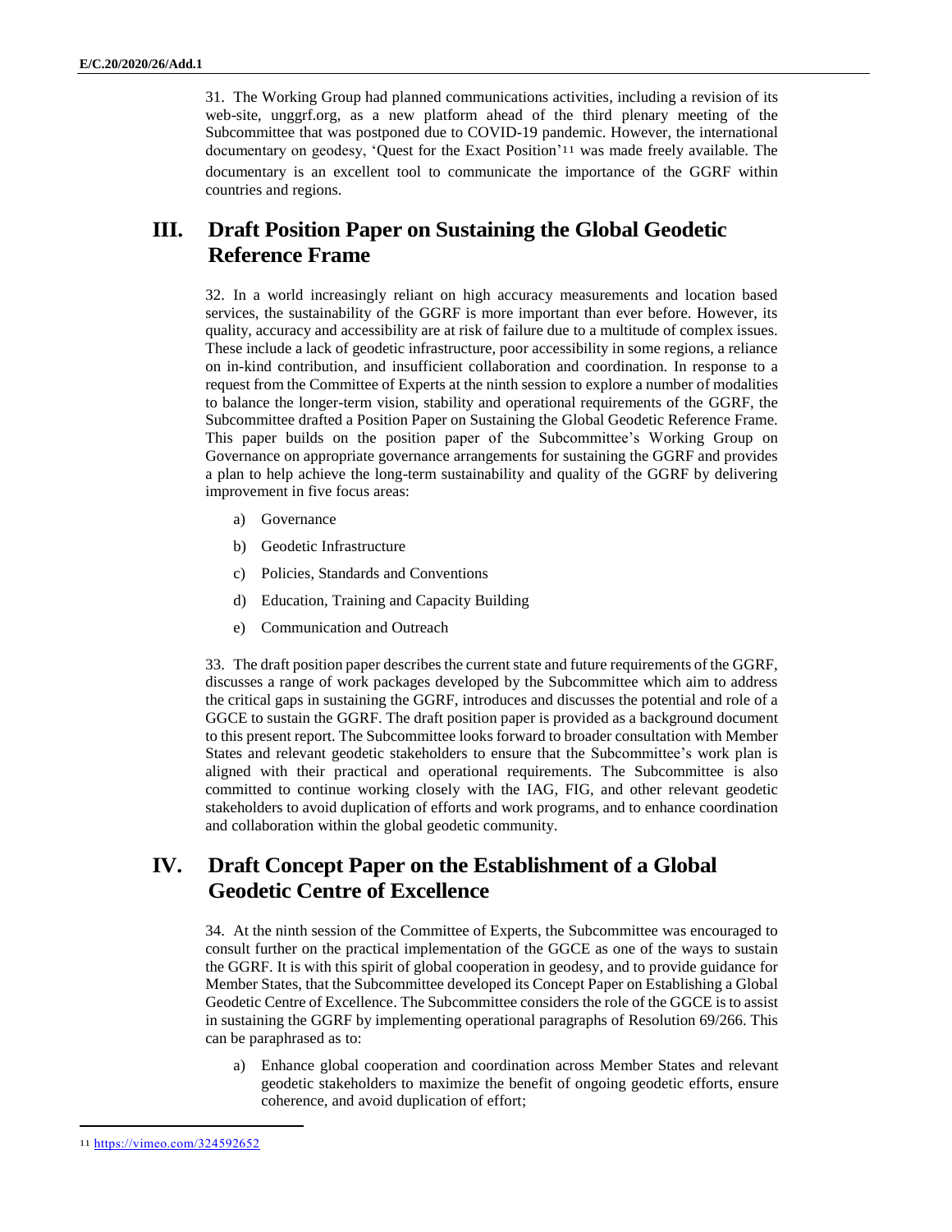31. The Working Group had planned communications activities, including a revision of its web-site, unggrf.org, as a new platform ahead of the third plenary meeting of the Subcommittee that was postponed due to COVID-19 pandemic. However, the international documentary on geodesy, 'Quest for the Exact Position'[11] was made freely available. The documentary is an excellent tool to communicate the importance of the GGRF within countries and regions.

## III. Draft Position Paper on Sustaining the Global Geodetic Reference Frame

32. In a world increasingly reliant on high accuracy measurements and location based services, the sustainability of the GGRF is more important than ever before. However, its quality, accuracy and accessibility are at risk of failure due to a multitude of complex issues. These include a lack of geodetic infrastructure, poor accessibility in some regions, a reliance on in-kind contribution, and insufficient collaboration and coordination. In response to a request from the Committee of Experts at the ninth session to explore a number of modalities to balance the longer-term vision, stability and operational requirements of the GGRF, the Subcommittee drafted a Position Paper on Sustaining the Global Geodetic Reference Frame. This paper builds on the position paper of the Subcommittee's Working Group on Governance on appropriate governance arrangements for sustaining the GGRF and provides a plan to help achieve the long-term sustainability and quality of the GGRF by delivering improvement in five focus areas:

a) Governance

b) Geodetic Infrastructure

c) Policies, Standards and Conventions

d) Education, Training and Capacity Building

e) Communication and Outreach

33. The draft position paper describes the current state and future requirements of the GGRF, discusses a range of work packages developed by the Subcommittee which aim to address the critical gaps in sustaining the GGRF, introduces and discusses the potential and role of a GGCE to sustain the GGRF. The draft position paper is provided as a background document to this present report. The Subcommittee looks forward to broader consultation with Member States and relevant geodetic stakeholders to ensure that the Subcommittee's work plan is aligned with their practical and operational requirements. The Subcommittee is also committed to continue working closely with the IAG, FIG, and other relevant geodetic stakeholders to avoid duplication of efforts and work programs, and to enhance coordination and collaboration within the global geodetic community.

## IV. Draft Concept Paper on the Establishment of a Global Geodetic Centre of Excellence

34. At the ninth session of the Committee of Experts, the Subcommittee was encouraged to consult further on the practical implementation of the GGCE as one of the ways to sustain the GGRF. It is with this spirit of global cooperation in geodesy, and to provide guidance for Member States, that the Subcommittee developed its Concept Paper on Establishing a Global Geodetic Centre of Excellence. The Subcommittee considers the role of the GGCE is to assist in sustaining the GGRF by implementing operational paragraphs of Resolution 69/266. This can be paraphrased as to:

a) Enhance global cooperation and coordination across Member States and relevant geodetic stakeholders to maximize the benefit of ongoing geodetic efforts, ensure coherence, and avoid duplication of effort;

[11] https://vimeo.com/324592652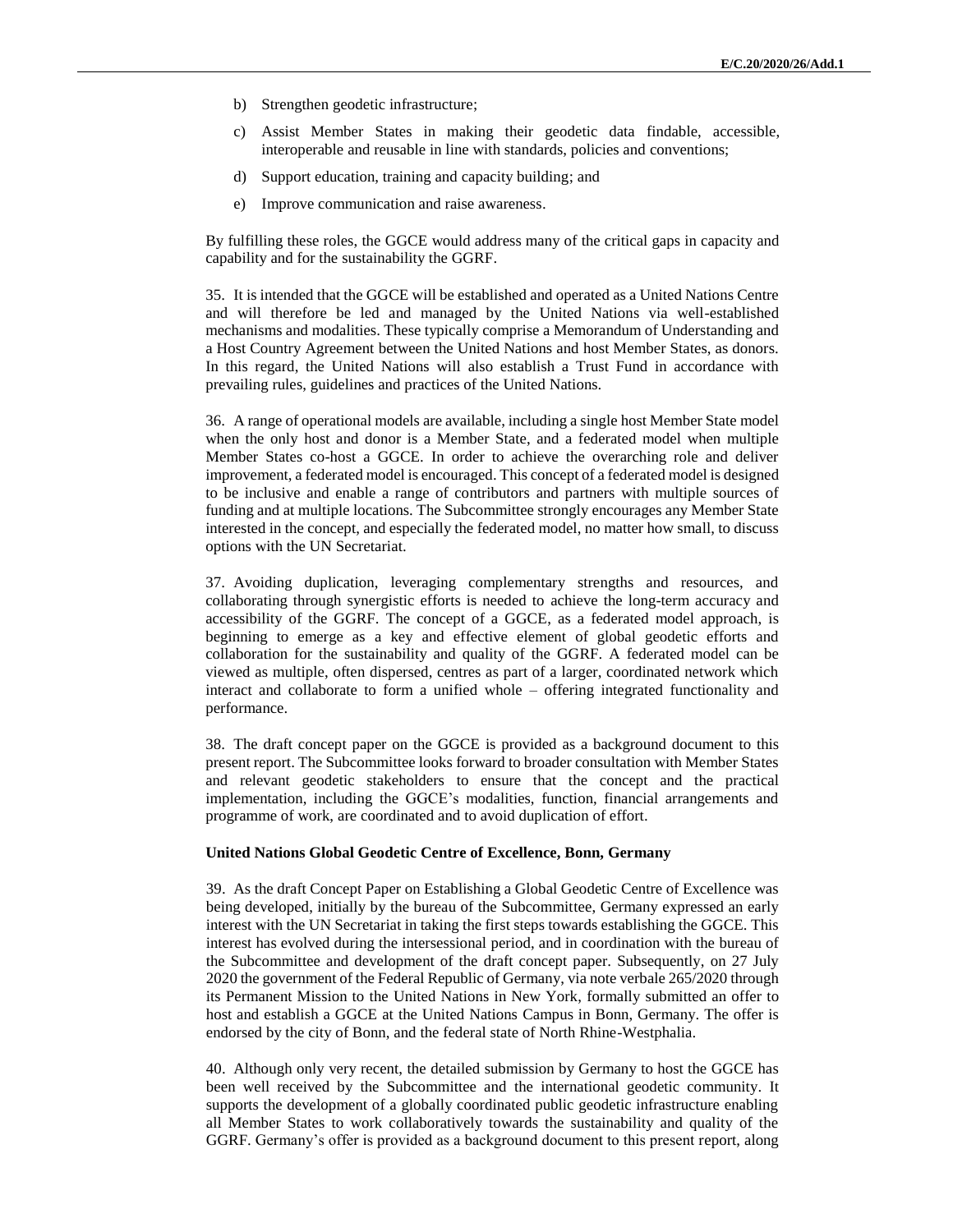b) Strengthen geodetic infrastructure;

c) Assist Member States in making their geodetic data findable, accessible, interoperable and reusable in line with standards, policies and conventions;

d) Support education, training and capacity building; and

e) Improve communication and raise awareness.

By fulfilling these roles, the GGCE would address many of the critical gaps in capacity and capability and for the sustainability the GGRF.

35. It is intended that the GGCE will be established and operated as a United Nations Centre and will therefore be led and managed by the United Nations via well-established mechanisms and modalities. These typically comprise a Memorandum of Understanding and a Host Country Agreement between the United Nations and host Member States, as donors. In this regard, the United Nations will also establish a Trust Fund in accordance with prevailing rules, guidelines and practices of the United Nations.

36. A range of operational models are available, including a single host Member State model when the only host and donor is a Member State, and a federated model when multiple Member States co-host a GGCE. In order to achieve the overarching role and deliver improvement, a federated model is encouraged. This concept of a federated model is designed to be inclusive and enable a range of contributors and partners with multiple sources of funding and at multiple locations. The Subcommittee strongly encourages any Member State interested in the concept, and especially the federated model, no matter how small, to discuss options with the UN Secretariat.

37. Avoiding duplication, leveraging complementary strengths and resources, and collaborating through synergistic efforts is needed to achieve the long-term accuracy and accessibility of the GGRF. The concept of a GGCE, as a federated model approach, is beginning to emerge as a key and effective element of global geodetic efforts and collaboration for the sustainability and quality of the GGRF. A federated model can be viewed as multiple, often dispersed, centres as part of a larger, coordinated network which interact and collaborate to form a unified whole – offering integrated functionality and performance.

38. The draft concept paper on the GGCE is provided as a background document to this present report. The Subcommittee looks forward to broader consultation with Member States and relevant geodetic stakeholders to ensure that the concept and the practical implementation, including the GGCE's modalities, function, financial arrangements and programme of work, are coordinated and to avoid duplication of effort.

**United Nations Global Geodetic Centre of Excellence, Bonn, Germany**

39. As the draft Concept Paper on Establishing a Global Geodetic Centre of Excellence was being developed, initially by the bureau of the Subcommittee, Germany expressed an early interest with the UN Secretariat in taking the first steps towards establishing the GGCE. This interest has evolved during the intersessional period, and in coordination with the bureau of the Subcommittee and development of the draft concept paper. Subsequently, on 27 July 2020 the government of the Federal Republic of Germany, via note verbale 265/2020 through its Permanent Mission to the United Nations in New York, formally submitted an offer to host and establish a GGCE at the United Nations Campus in Bonn, Germany. The offer is endorsed by the city of Bonn, and the federal state of North Rhine-Westphalia.

40. Although only very recent, the detailed submission by Germany to host the GGCE has been well received by the Subcommittee and the international geodetic community. It supports the development of a globally coordinated public geodetic infrastructure enabling all Member States to work collaboratively towards the sustainability and quality of the GGRF. Germany's offer is provided as a background document to this present report, along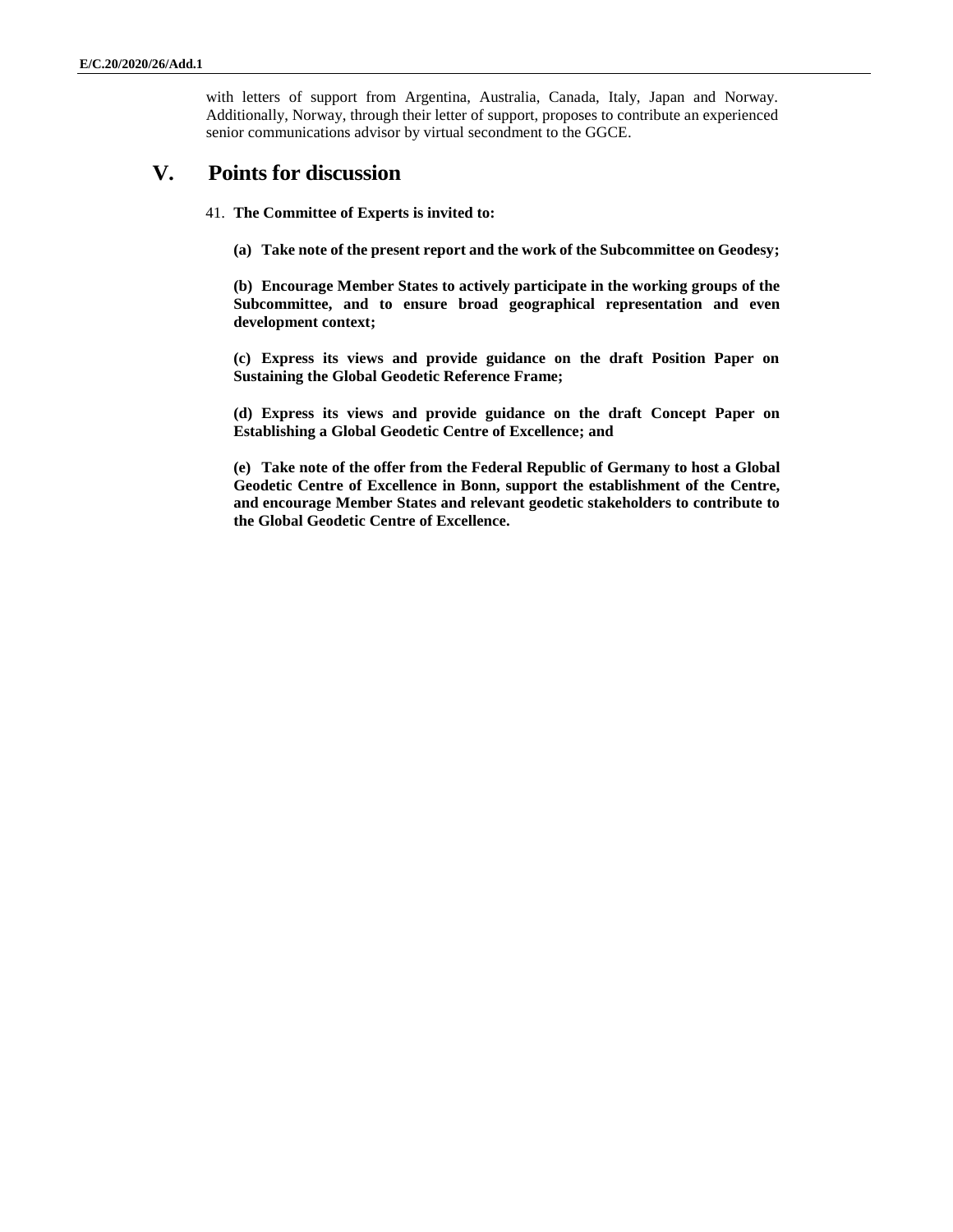with letters of support from Argentina, Australia, Canada, Italy, Japan and Norway. Additionally, Norway, through their letter of support, proposes to contribute an experienced senior communications advisor by virtual secondment to the GGCE.

# V. Points for discussion

41. **The Committee of Experts is invited to:**

**(a) Take note of the present report and the work of the Subcommittee on Geodesy;**

**(b) Encourage Member States to actively participate in the working groups of the Subcommittee, and to ensure broad geographical representation and even development context;**

**(c) Express its views and provide guidance on the draft Position Paper on Sustaining the Global Geodetic Reference Frame;**

**(d) Express its views and provide guidance on the draft Concept Paper on Establishing a Global Geodetic Centre of Excellence; and**

**(e) Take note of the offer from the Federal Republic of Germany to host a Global Geodetic Centre of Excellence in Bonn, support the establishment of the Centre, and encourage Member States and relevant geodetic stakeholders to contribute to the Global Geodetic Centre of Excellence.**